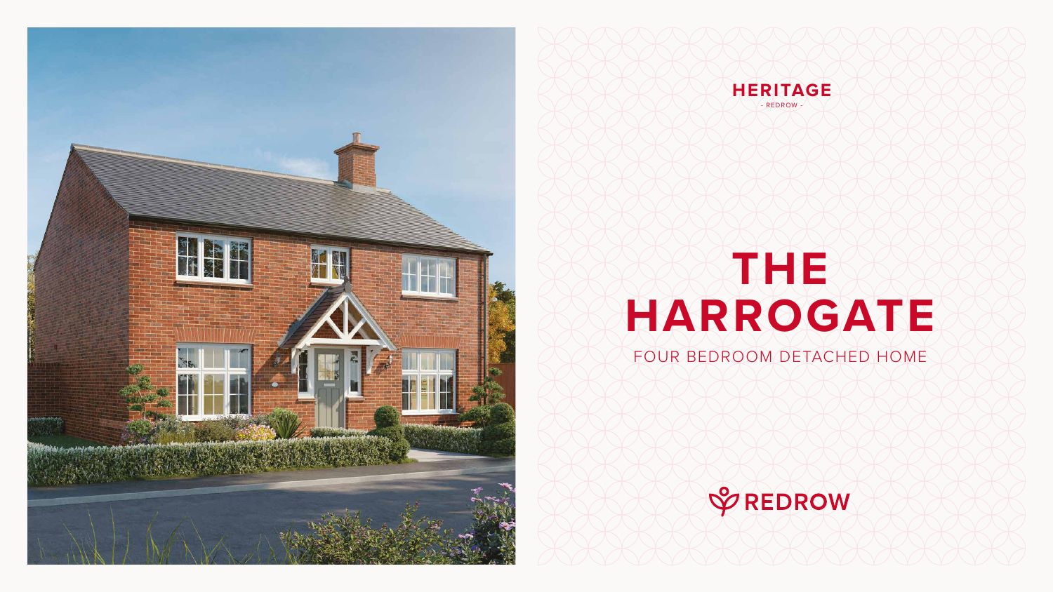HERITAGE

- REDROW -

# THE HARROGATE

FOUR BEDROOM DETACHED HOME

REDROW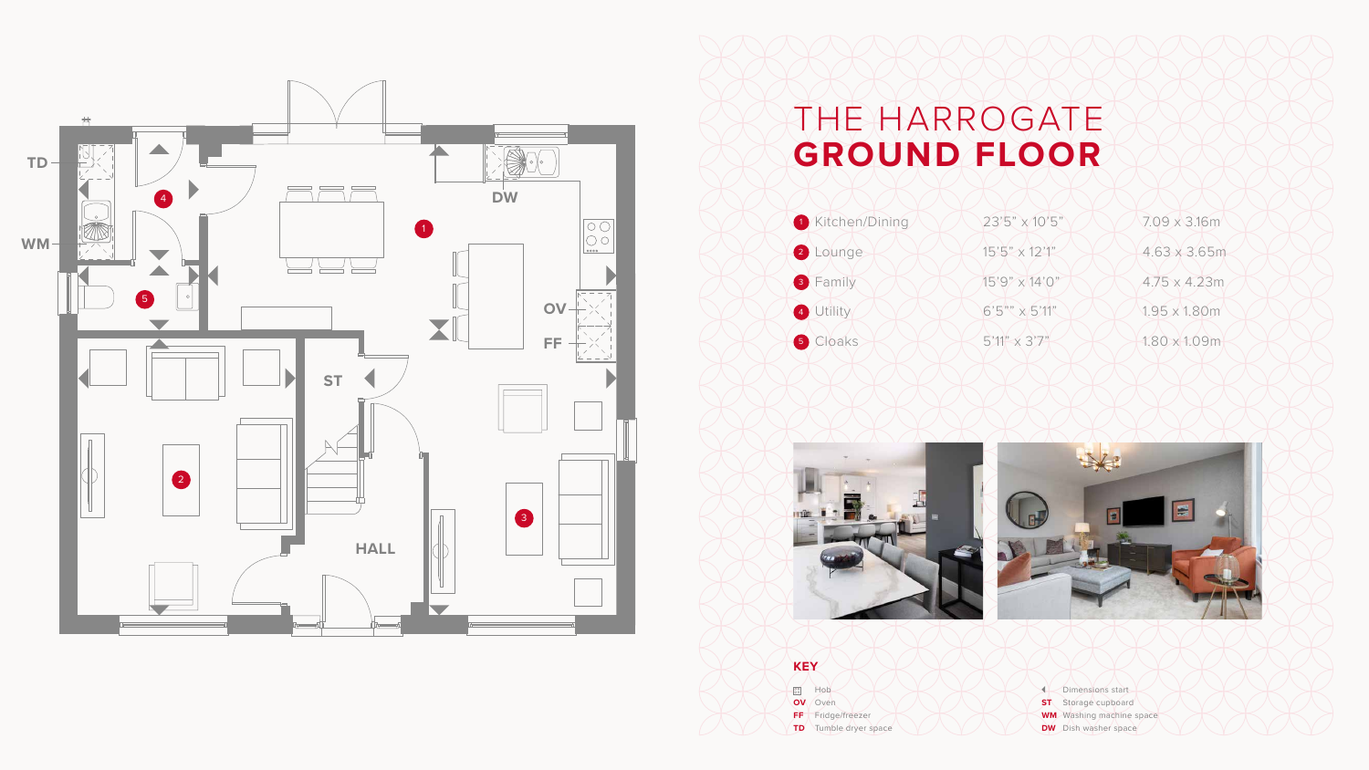# THE HARROGATE
## GROUND FLOOR

| Room | Imperial | Metric |
|---|---|---|
| 1 Kitchen/Dining | 23'5" x 10'5" | 7.09 x 3.16m |
| 2 Lounge | 15'5" x 12'1" | 4.63 x 3.65m |
| 3 Family | 15'9" x 14'0" | 4.75 x 4.23m |
| 4 Utility | 6'5"" x 5'11" | 1.95 x 1.80m |
| 5 Cloaks | 5'11" x 3'7" | 1.80 x 1.09m |

### KEY

- Hob
- **OV** Oven
- **FF** Fridge/freezer
- **TD** Tumble dryer space
- Dimensions start
- **ST** Storage cupboard
- **WM** Washing machine space
- **DW** Dish washer space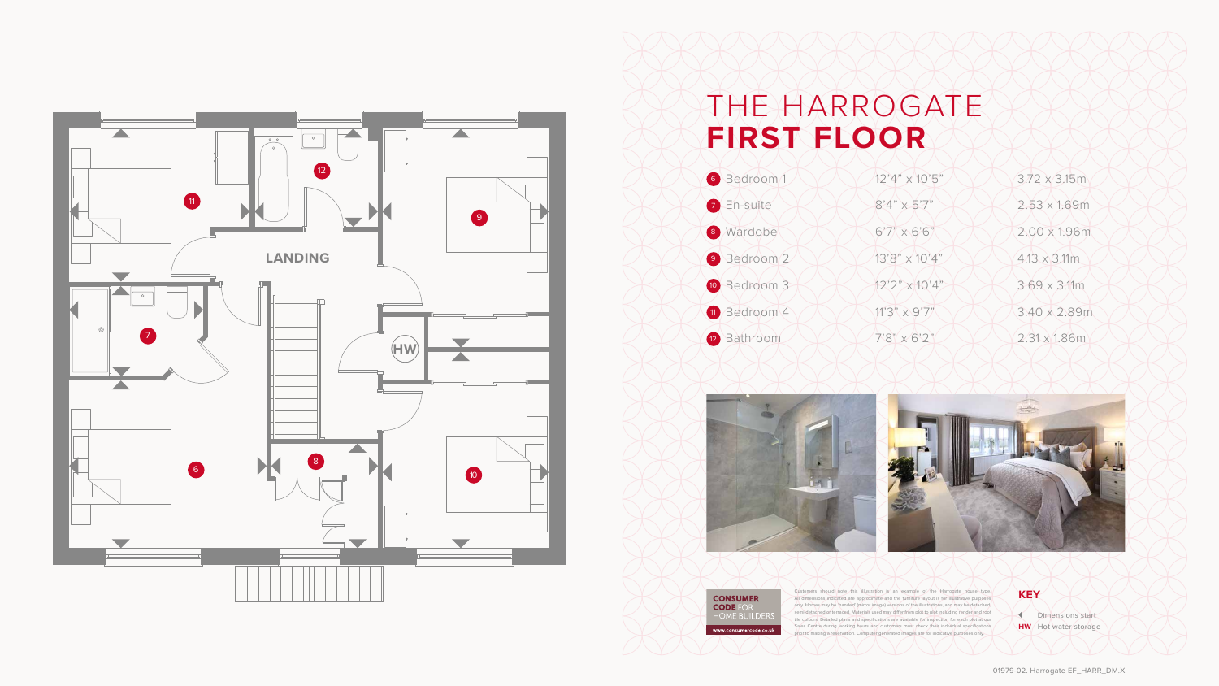# THE HARROGATE
## FIRST FLOOR

| | | |
|---|---|---|
| 6 Bedroom 1 | 12'4" x 10'5" | 3.72 x 3.15m |
| 7 En-suite | 8'4" x 5'7" | 2.53 x 1.69m |
| 8 Wardobe | 6'7" x 6'6" | 2.00 x 1.96m |
| 9 Bedroom 2 | 13'8" x 10'4" | 4.13 x 3.11m |
| 10 Bedroom 3 | 12'2" x 10'4" | 3.69 x 3.11m |
| 11 Bedroom 4 | 11'3" x 9'7" | 3.40 x 2.89m |
| 12 Bathroom | 7'8" x 6'2" | 2.31 x 1.86m |

LANDING

HW

11

12

9

7

6

8

10

CONSUMER CODE FOR HOME BUILDERS
www.consumercode.co.uk

Customers should note this illustration is an example of the Harrogate house type. All dimensions indicated are approximate and the furniture layout is for illustrative purposes only. Homes may be 'handed' (mirror image) versions of the illustrations, and may be detached, semi-detached or terraced. Materials used may differ from plot to plot including render and roof tile colours. Detailed plans and specifications are available for inspection for each plot at our Sales Centre during working hours and customers must check their individual specifications prior to making a reservation. Computer generated images are for indicative purposes only.

**KEY**

◄ Dimensions start

**HW** Hot water storage

01979-02. Harrogate EF_HARR_DM.X